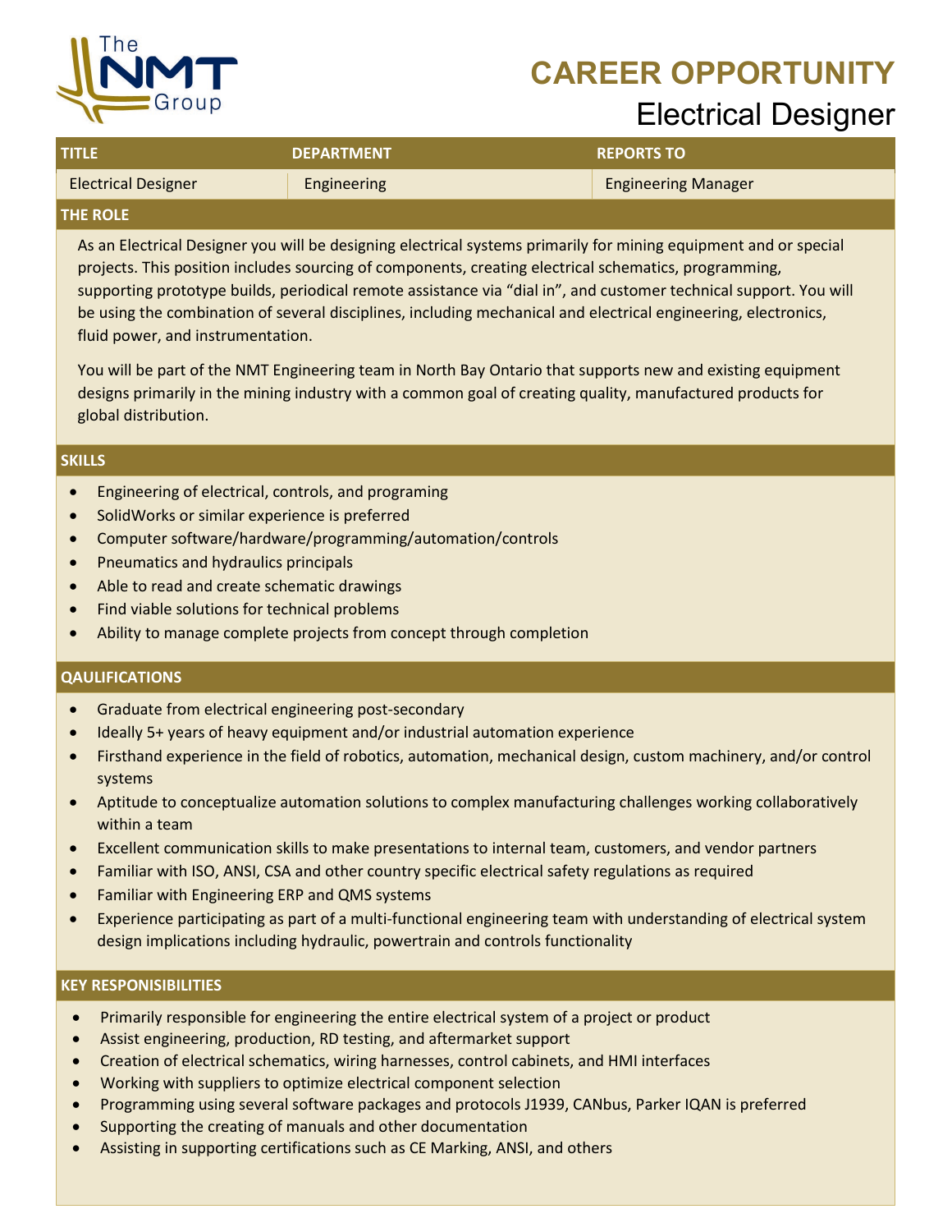The NMT Group

# CAREER OPPORTUNITY

## Electrical Designer

| TITLE | DEPARTMENT | REPORTS TO |
| --- | --- | --- |
| Electrical Designer | Engineering | Engineering Manager |

### THE ROLE

As an Electrical Designer you will be designing electrical systems primarily for mining equipment and or special projects. This position includes sourcing of components, creating electrical schematics, programming, supporting prototype builds, periodical remote assistance via "dial in", and customer technical support. You will be using the combination of several disciplines, including mechanical and electrical engineering, electronics, fluid power, and instrumentation.

You will be part of the NMT Engineering team in North Bay Ontario that supports new and existing equipment designs primarily in the mining industry with a common goal of creating quality, manufactured products for global distribution.

### SKILLS

- Engineering of electrical, controls, and programing
- SolidWorks or similar experience is preferred
- Computer software/hardware/programming/automation/controls
- Pneumatics and hydraulics principals
- Able to read and create schematic drawings
- Find viable solutions for technical problems
- Ability to manage complete projects from concept through completion

### QAULIFICATIONS

- Graduate from electrical engineering post-secondary
- Ideally 5+ years of heavy equipment and/or industrial automation experience
- Firsthand experience in the field of robotics, automation, mechanical design, custom machinery, and/or control systems
- Aptitude to conceptualize automation solutions to complex manufacturing challenges working collaboratively within a team
- Excellent communication skills to make presentations to internal team, customers, and vendor partners
- Familiar with ISO, ANSI, CSA and other country specific electrical safety regulations as required
- Familiar with Engineering ERP and QMS systems
- Experience participating as part of a multi-functional engineering team with understanding of electrical system design implications including hydraulic, powertrain and controls functionality

### KEY RESPONISIBILITIES

- Primarily responsible for engineering the entire electrical system of a project or product
- Assist engineering, production, RD testing, and aftermarket support
- Creation of electrical schematics, wiring harnesses, control cabinets, and HMI interfaces
- Working with suppliers to optimize electrical component selection
- Programming using several software packages and protocols J1939, CANbus, Parker IQAN is preferred
- Supporting the creating of manuals and other documentation
- Assisting in supporting certifications such as CE Marking, ANSI, and others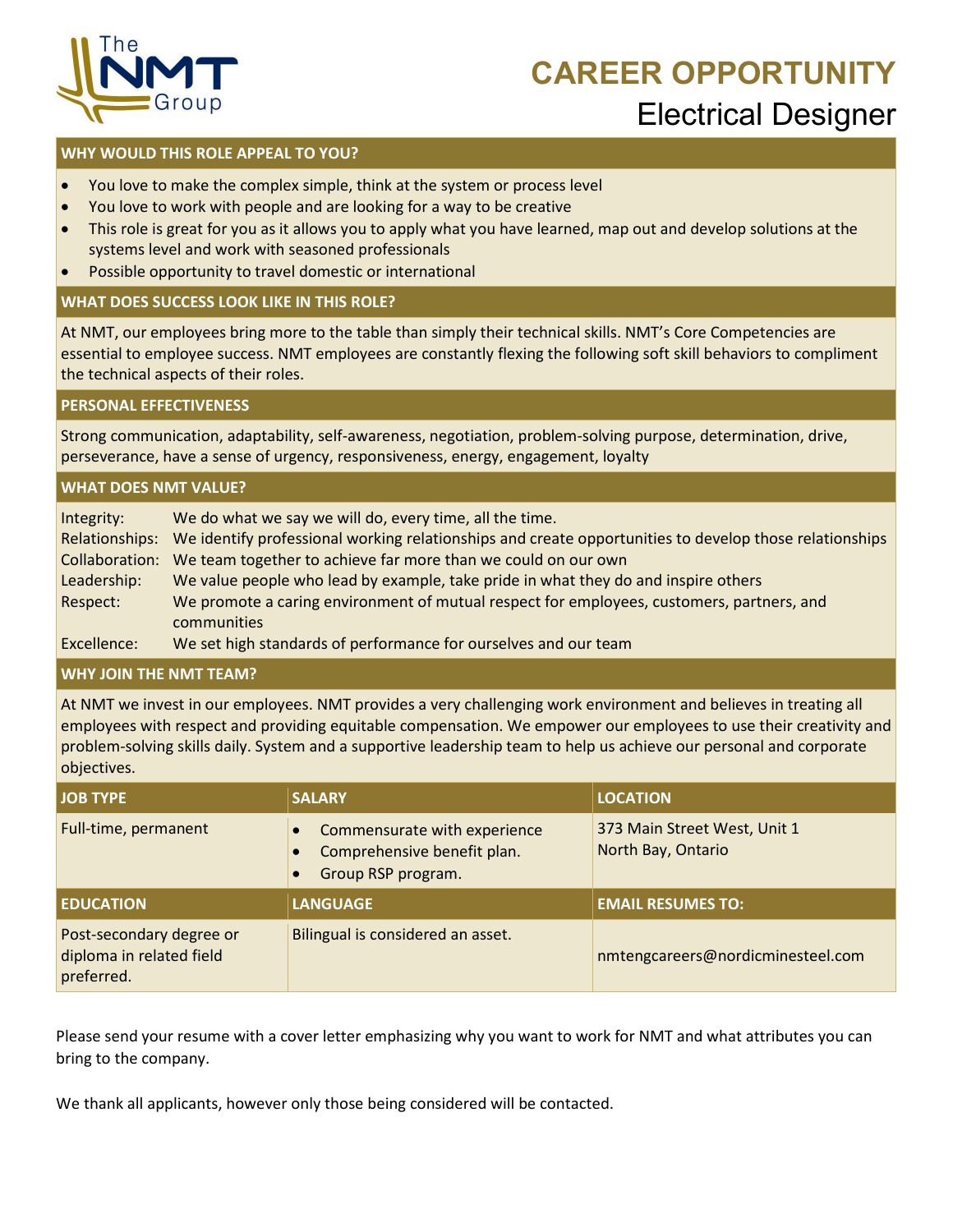# CAREER OPPORTUNITY

## Electrical Designer

### WHY WOULD THIS ROLE APPEAL TO YOU?

- You love to make the complex simple, think at the system or process level
- You love to work with people and are looking for a way to be creative
- This role is great for you as it allows you to apply what you have learned, map out and develop solutions at the systems level and work with seasoned professionals
- Possible opportunity to travel domestic or international

### WHAT DOES SUCCESS LOOK LIKE IN THIS ROLE?

At NMT, our employees bring more to the table than simply their technical skills. NMT's Core Competencies are essential to employee success. NMT employees are constantly flexing the following soft skill behaviors to compliment the technical aspects of their roles.

### PERSONAL EFFECTIVENESS

Strong communication, adaptability, self-awareness, negotiation, problem-solving purpose, determination, drive, perseverance, have a sense of urgency, responsiveness, energy, engagement, loyalty

### WHAT DOES NMT VALUE?

| | |
|---|---|
| Integrity: | We do what we say we will do, every time, all the time. |
| Relationships: | We identify professional working relationships and create opportunities to develop those relationships |
| Collaboration: | We team together to achieve far more than we could on our own |
| Leadership: | We value people who lead by example, take pride in what they do and inspire others |
| Respect: | We promote a caring environment of mutual respect for employees, customers, partners, and communities |
| Excellence: | We set high standards of performance for ourselves and our team |

### WHY JOIN THE NMT TEAM?

At NMT we invest in our employees. NMT provides a very challenging work environment and believes in treating all employees with respect and providing equitable compensation. We empower our employees to use their creativity and problem-solving skills daily. System and a supportive leadership team to help us achieve our personal and corporate objectives.

| JOB TYPE | SALARY | LOCATION |
|---|---|---|
| Full-time, permanent | • Commensurate with experience<br>• Comprehensive benefit plan.<br>• Group RSP program. | 373 Main Street West, Unit 1<br>North Bay, Ontario |
| **EDUCATION** | **LANGUAGE** | **EMAIL RESUMES TO:** |
| Post-secondary degree or diploma in related field preferred. | Bilingual is considered an asset. | nmtengcareers@nordicminesteel.com |

Please send your resume with a cover letter emphasizing why you want to work for NMT and what attributes you can bring to the company.

We thank all applicants, however only those being considered will be contacted.